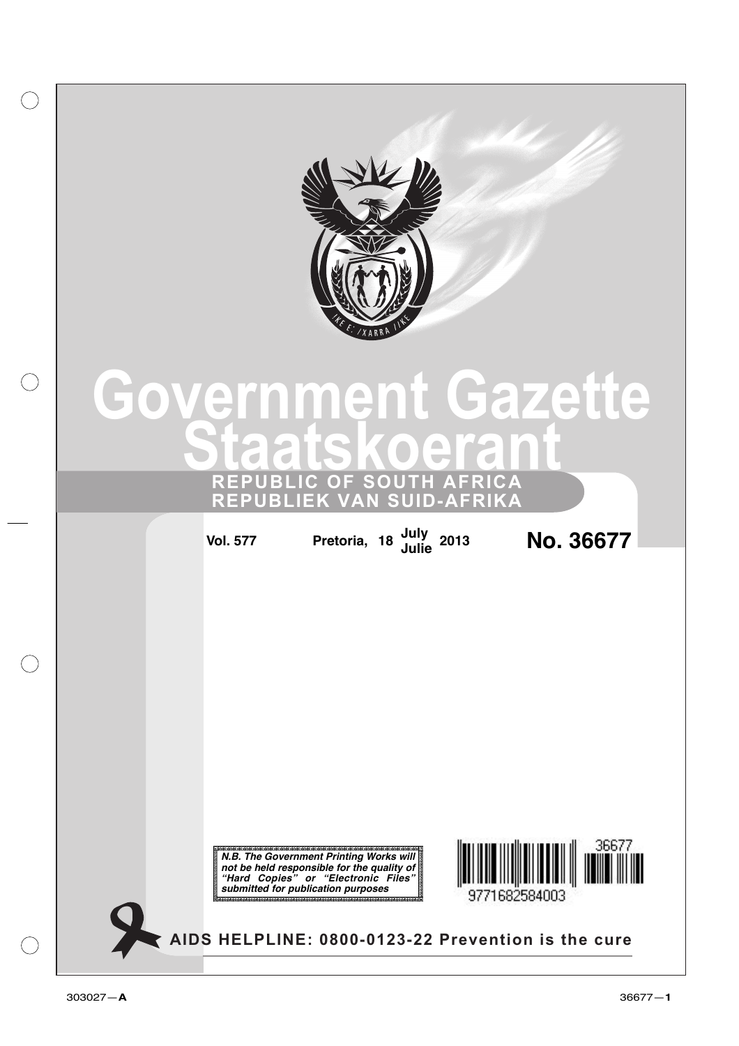# Government Gazette
# Staatskoerant

**REPUBLIC OF SOUTH AFRICA**
**REPUBLIEK VAN SUID-AFRIKA**

**Vol. 577** **Pretoria, 18 July / Julie 2013** **No. 36677**

***N.B. The Government Printing Works will not be held responsible for the quality of "Hard Copies" or "Electronic Files" submitted for publication purposes***

9771682584003 36677

**AIDS HELPLINE: 0800-0123-22 Prevention is the cure**

303027—**A**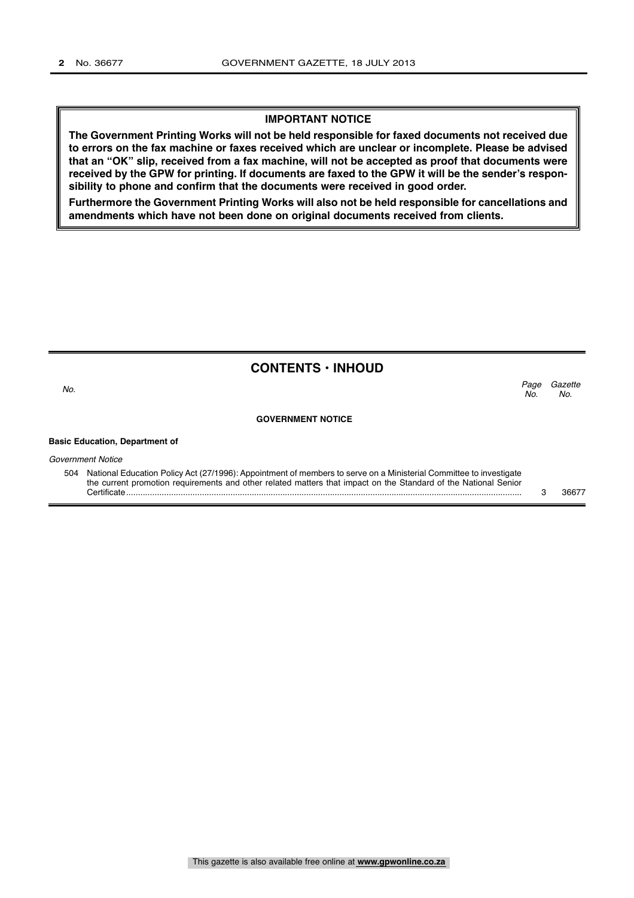**IMPORTANT NOTICE**

**The Government Printing Works will not be held responsible for faxed documents not received due to errors on the fax machine or faxes received which are unclear or incomplete. Please be advised that an "OK" slip, received from a fax machine, will not be accepted as proof that documents were received by the GPW for printing. If documents are faxed to the GPW it will be the sender's responsibility to phone and confirm that the documents were received in good order.**

**Furthermore the Government Printing Works will also not be held responsible for cancellations and amendments which have not been done on original documents received from clients.**

## CONTENTS · INHOUD

| *No.* | | *Page No.* | *Gazette No.* |
|---|---|---|---|
| | **GOVERNMENT NOTICE** | | |
| | **Basic Education, Department of** | | |
| | *Government Notice* | | |
| 504 | National Education Policy Act (27/1996): Appointment of members to serve on a Ministerial Committee to investigate the current promotion requirements and other related matters that impact on the Standard of the National Senior Certificate | 3 | 36677 |

This gazette is also available free online at **www.gpwonline.co.za**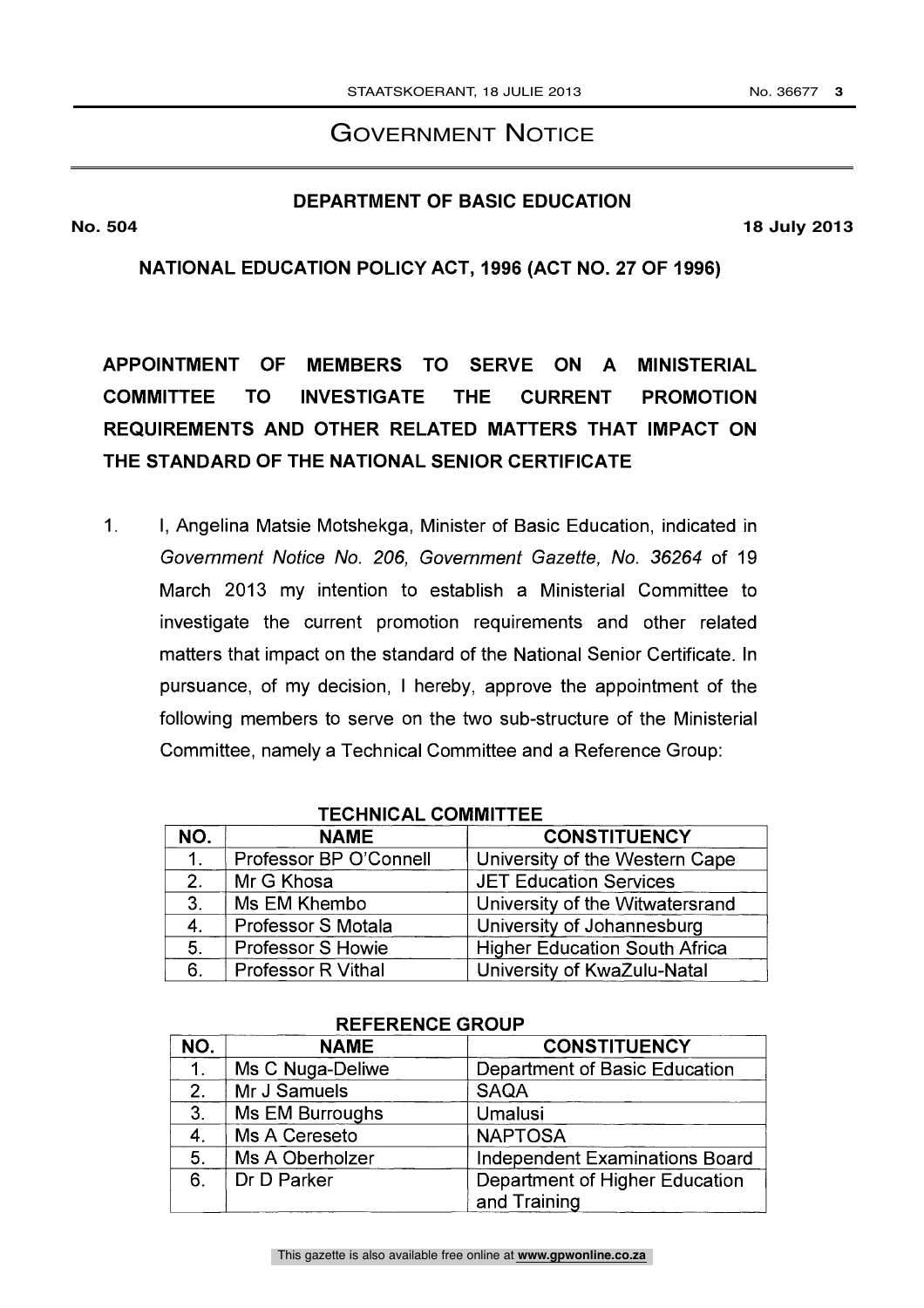# Government Notice

## DEPARTMENT OF BASIC EDUCATION

**No. 504** **18 July 2013**

**NATIONAL EDUCATION POLICY ACT, 1996 (ACT NO. 27 OF 1996)**

**APPOINTMENT OF MEMBERS TO SERVE ON A MINISTERIAL COMMITTEE TO INVESTIGATE THE CURRENT PROMOTION REQUIREMENTS AND OTHER RELATED MATTERS THAT IMPACT ON THE STANDARD OF THE NATIONAL SENIOR CERTIFICATE**

1. I, Angelina Matsie Motshekga, Minister of Basic Education, indicated in *Government Notice No. 206, Government Gazette, No. 36264* of 19 March 2013 my intention to establish a Ministerial Committee to investigate the current promotion requirements and other related matters that impact on the standard of the National Senior Certificate. In pursuance, of my decision, I hereby, approve the appointment of the following members to serve on the two sub-structure of the Ministerial Committee, namely a Technical Committee and a Reference Group:

**TECHNICAL COMMITTEE**

| NO. | NAME | CONSTITUENCY |
|---|---|---|
| 1. | Professor BP O'Connell | University of the Western Cape |
| 2. | Mr G Khosa | JET Education Services |
| 3. | Ms EM Khembo | University of the Witwatersrand |
| 4. | Professor S Motala | University of Johannesburg |
| 5. | Professor S Howie | Higher Education South Africa |
| 6. | Professor R Vithal | University of KwaZulu-Natal |

**REFERENCE GROUP**

| NO. | NAME | CONSTITUENCY |
|---|---|---|
| 1. | Ms C Nuga-Deliwe | Department of Basic Education |
| 2. | Mr J Samuels | SAQA |
| 3. | Ms EM Burroughs | Umalusi |
| 4. | Ms A Cereseto | NAPTOSA |
| 5. | Ms A Oberholzer | Independent Examinations Board |
| 6. | Dr D Parker | Department of Higher Education and Training |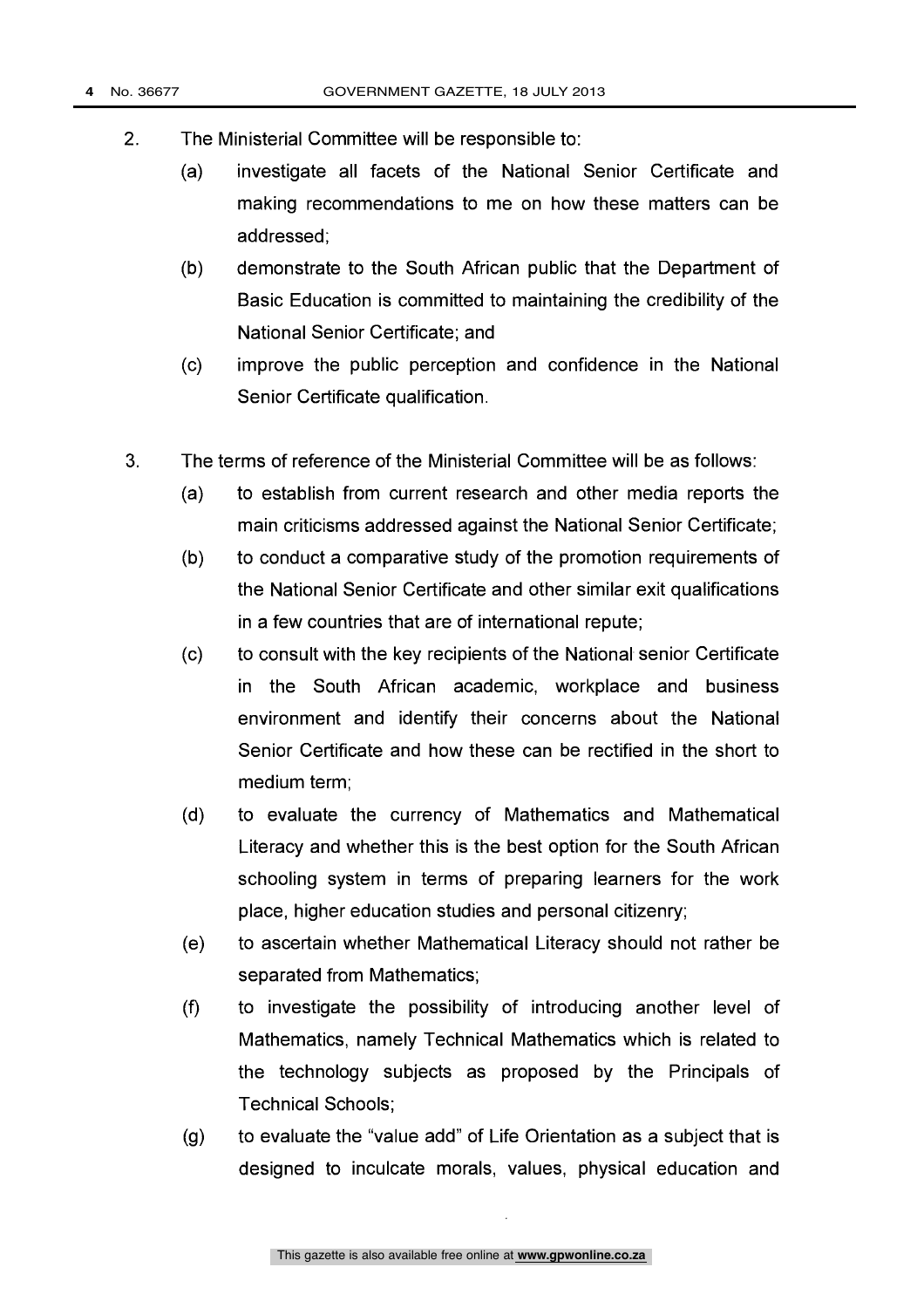2. The Ministerial Committee will be responsible to:

   (a) investigate all facets of the National Senior Certificate and making recommendations to me on how these matters can be addressed;

   (b) demonstrate to the South African public that the Department of Basic Education is committed to maintaining the credibility of the National Senior Certificate; and

   (c) improve the public perception and confidence in the National Senior Certificate qualification.

3. The terms of reference of the Ministerial Committee will be as follows:

   (a) to establish from current research and other media reports the main criticisms addressed against the National Senior Certificate;

   (b) to conduct a comparative study of the promotion requirements of the National Senior Certificate and other similar exit qualifications in a few countries that are of international repute;

   (c) to consult with the key recipients of the National senior Certificate in the South African academic, workplace and business environment and identify their concerns about the National Senior Certificate and how these can be rectified in the short to medium term;

   (d) to evaluate the currency of Mathematics and Mathematical Literacy and whether this is the best option for the South African schooling system in terms of preparing learners for the work place, higher education studies and personal citizenry;

   (e) to ascertain whether Mathematical Literacy should not rather be separated from Mathematics;

   (f) to investigate the possibility of introducing another level of Mathematics, namely Technical Mathematics which is related to the technology subjects as proposed by the Principals of Technical Schools;

   (g) to evaluate the "value add" of Life Orientation as a subject that is designed to inculcate morals, values, physical education and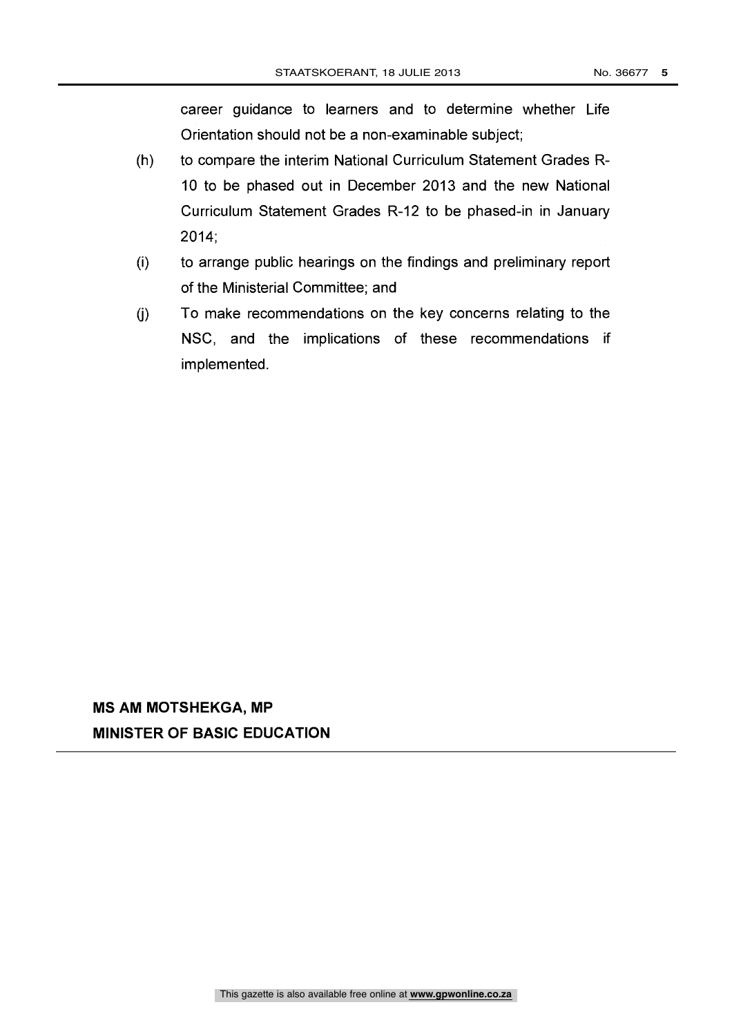career guidance to learners and to determine whether Life Orientation should not be a non-examinable subject;

(h) to compare the interim National Curriculum Statement Grades R-10 to be phased out in December 2013 and the new National Curriculum Statement Grades R-12 to be phased-in in January 2014;

(i) to arrange public hearings on the findings and preliminary report of the Ministerial Committee; and

(j) To make recommendations on the key concerns relating to the NSC, and the implications of these recommendations if implemented.

**MS AM MOTSHEKGA, MP**
**MINISTER OF BASIC EDUCATION**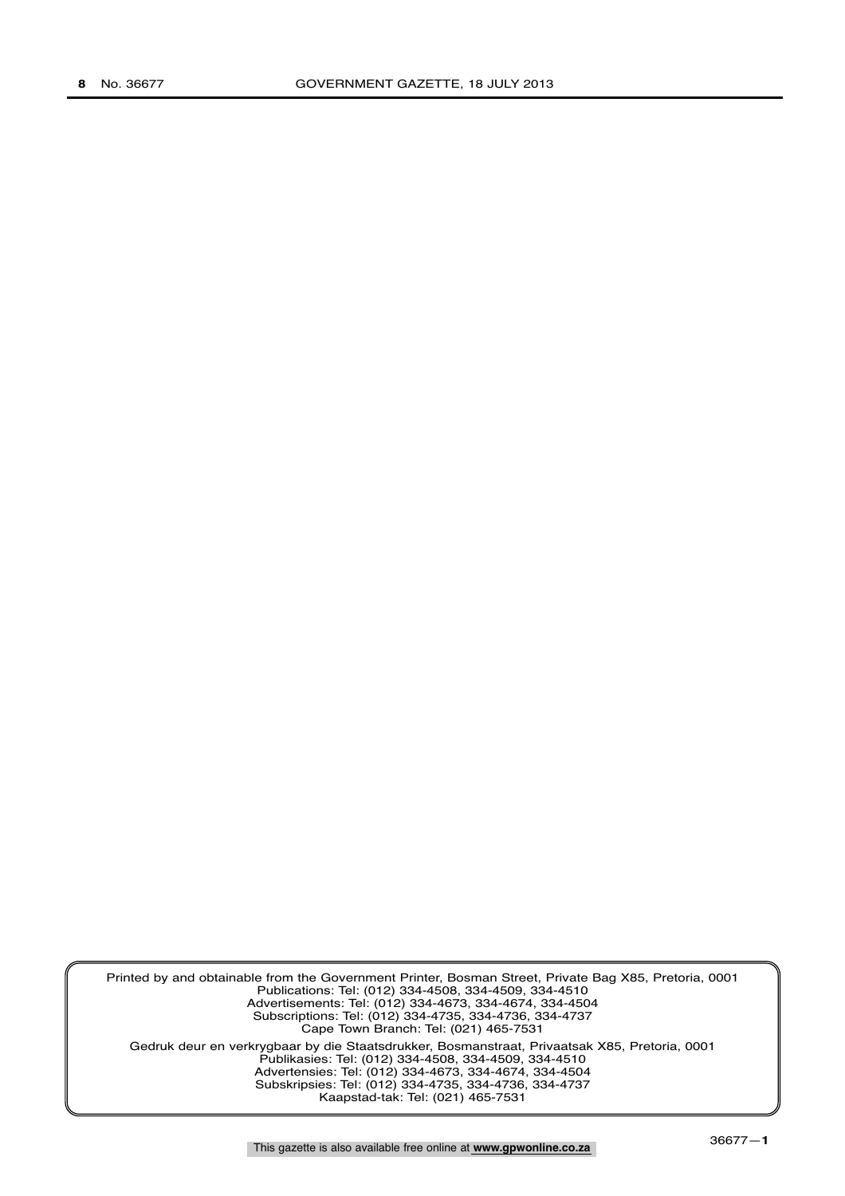Printed by and obtainable from the Government Printer, Bosman Street, Private Bag X85, Pretoria, 0001
Publications: Tel: (012) 334-4508, 334-4509, 334-4510
Advertisements: Tel: (012) 334-4673, 334-4674, 334-4504
Subscriptions: Tel: (012) 334-4735, 334-4736, 334-4737
Cape Town Branch: Tel: (021) 465-7531

Gedruk deur en verkrygbaar by die Staatsdrukker, Bosmanstraat, Privaatsak X85, Pretoria, 0001
Publikasies: Tel: (012) 334-4508, 334-4509, 334-4510
Advertensies: Tel: (012) 334-4673, 334-4674, 334-4504
Subskripsies: Tel: (012) 334-4735, 334-4736, 334-4737
Kaapstad-tak: Tel: (021) 465-7531

36677—1